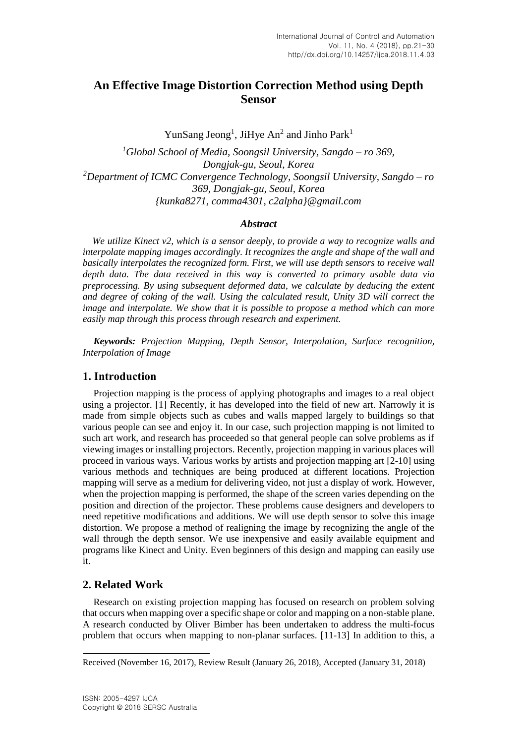# An Effective Image Distortion Correction Method using Depth Sensor

YunSang Jeong[1], JiHye An[2] and Jinho Park[1]

[1]*Global School of Media, Soongsil University, Sangdo – ro 369, Dongjak-gu, Seoul, Korea*
[2]*Department of ICMC Convergence Technology, Soongsil University, Sangdo – ro 369, Dongjak-gu, Seoul, Korea*
*{kunka8271, comma4301, c2alpha}@gmail.com*

### *Abstract*

*We utilize Kinect v2, which is a sensor deeply, to provide a way to recognize walls and interpolate mapping images accordingly. It recognizes the angle and shape of the wall and basically interpolates the recognized form. First, we will use depth sensors to receive wall depth data. The data received in this way is converted to primary usable data via preprocessing. By using subsequent deformed data, we calculate by deducing the extent and degree of coking of the wall. Using the calculated result, Unity 3D will correct the image and interpolate. We show that it is possible to propose a method which can more easily map through this process through research and experiment.*

***Keywords:*** *Projection Mapping, Depth Sensor, Interpolation, Surface recognition, Interpolation of Image*

## 1. Introduction

Projection mapping is the process of applying photographs and images to a real object using a projector. [1] Recently, it has developed into the field of new art. Narrowly it is made from simple objects such as cubes and walls mapped largely to buildings so that various people can see and enjoy it. In our case, such projection mapping is not limited to such art work, and research has proceeded so that general people can solve problems as if viewing images or installing projectors. Recently, projection mapping in various places will proceed in various ways. Various works by artists and projection mapping art [2-10] using various methods and techniques are being produced at different locations. Projection mapping will serve as a medium for delivering video, not just a display of work. However, when the projection mapping is performed, the shape of the screen varies depending on the position and direction of the projector. These problems cause designers and developers to need repetitive modifications and additions. We will use depth sensor to solve this image distortion. We propose a method of realigning the image by recognizing the angle of the wall through the depth sensor. We use inexpensive and easily available equipment and programs like Kinect and Unity. Even beginners of this design and mapping can easily use it.

## 2. Related Work

Research on existing projection mapping has focused on research on problem solving that occurs when mapping over a specific shape or color and mapping on a non-stable plane. A research conducted by Oliver Bimber has been undertaken to address the multi-focus problem that occurs when mapping to non-planar surfaces. [11-13] In addition to this, a

---

Received (November 16, 2017), Review Result (January 26, 2018), Accepted (January 31, 2018)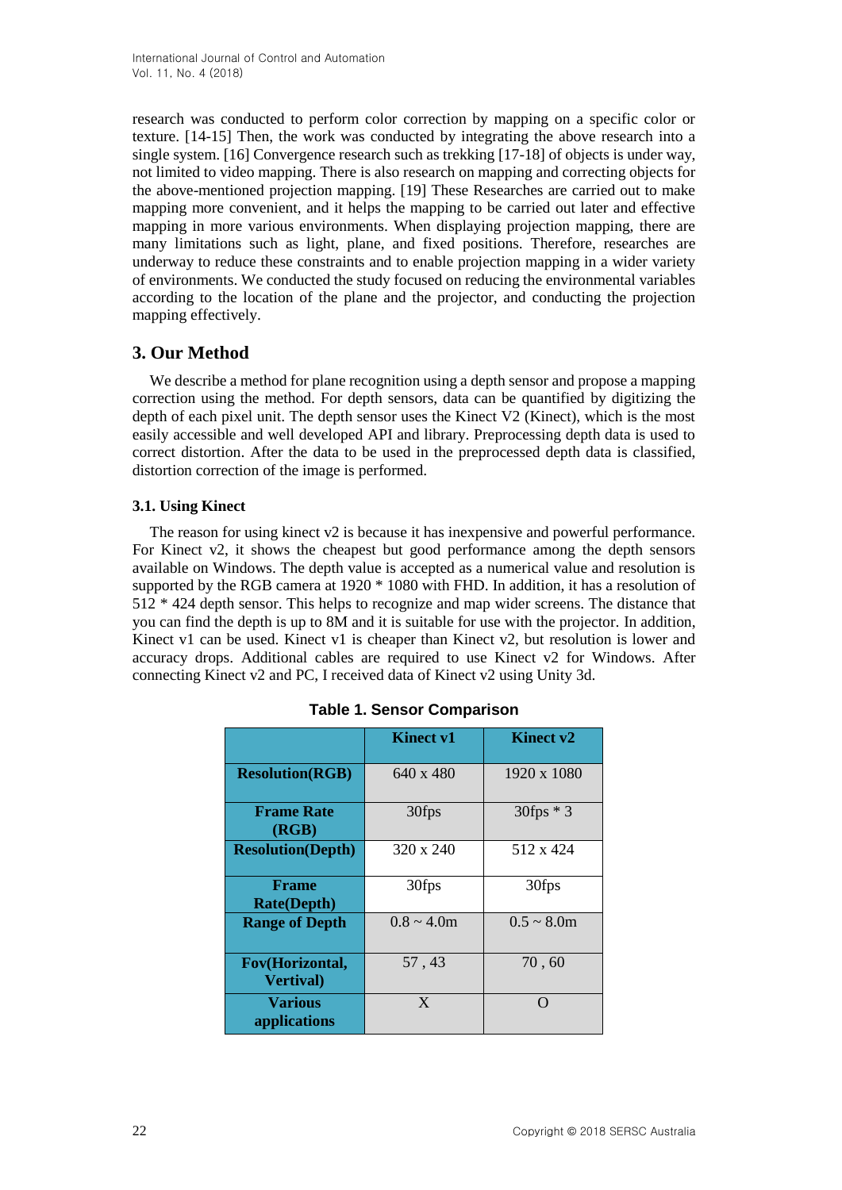research was conducted to perform color correction by mapping on a specific color or texture. [14-15] Then, the work was conducted by integrating the above research into a single system. [16] Convergence research such as trekking [17-18] of objects is under way, not limited to video mapping. There is also research on mapping and correcting objects for the above-mentioned projection mapping. [19] These Researches are carried out to make mapping more convenient, and it helps the mapping to be carried out later and effective mapping in more various environments. When displaying projection mapping, there are many limitations such as light, plane, and fixed positions. Therefore, researches are underway to reduce these constraints and to enable projection mapping in a wider variety of environments. We conducted the study focused on reducing the environmental variables according to the location of the plane and the projector, and conducting the projection mapping effectively.

## 3. Our Method

We describe a method for plane recognition using a depth sensor and propose a mapping correction using the method. For depth sensors, data can be quantified by digitizing the depth of each pixel unit. The depth sensor uses the Kinect V2 (Kinect), which is the most easily accessible and well developed API and library. Preprocessing depth data is used to correct distortion. After the data to be used in the preprocessed depth data is classified, distortion correction of the image is performed.

### 3.1. Using Kinect

The reason for using kinect v2 is because it has inexpensive and powerful performance. For Kinect v2, it shows the cheapest but good performance among the depth sensors available on Windows. The depth value is accepted as a numerical value and resolution is supported by the RGB camera at 1920 * 1080 with FHD. In addition, it has a resolution of 512 * 424 depth sensor. This helps to recognize and map wider screens. The distance that you can find the depth is up to 8M and it is suitable for use with the projector. In addition, Kinect v1 can be used. Kinect v1 is cheaper than Kinect v2, but resolution is lower and accuracy drops. Additional cables are required to use Kinect v2 for Windows. After connecting Kinect v2 and PC, I received data of Kinect v2 using Unity 3d.

**Table 1. Sensor Comparison**

| | **Kinect v1** | **Kinect v2** |
|---|---|---|
| **Resolution(RGB)** | 640 x 480 | 1920 x 1080 |
| **Frame Rate (RGB)** | 30fps | 30fps * 3 |
| **Resolution(Depth)** | 320 x 240 | 512 x 424 |
| **Frame Rate(Depth)** | 30fps | 30fps |
| **Range of Depth** | 0.8 ~ 4.0m | 0.5 ~ 8.0m |
| **Fov(Horizontal, Vertival)** | 57 , 43 | 70 , 60 |
| **Various applications** | X | O |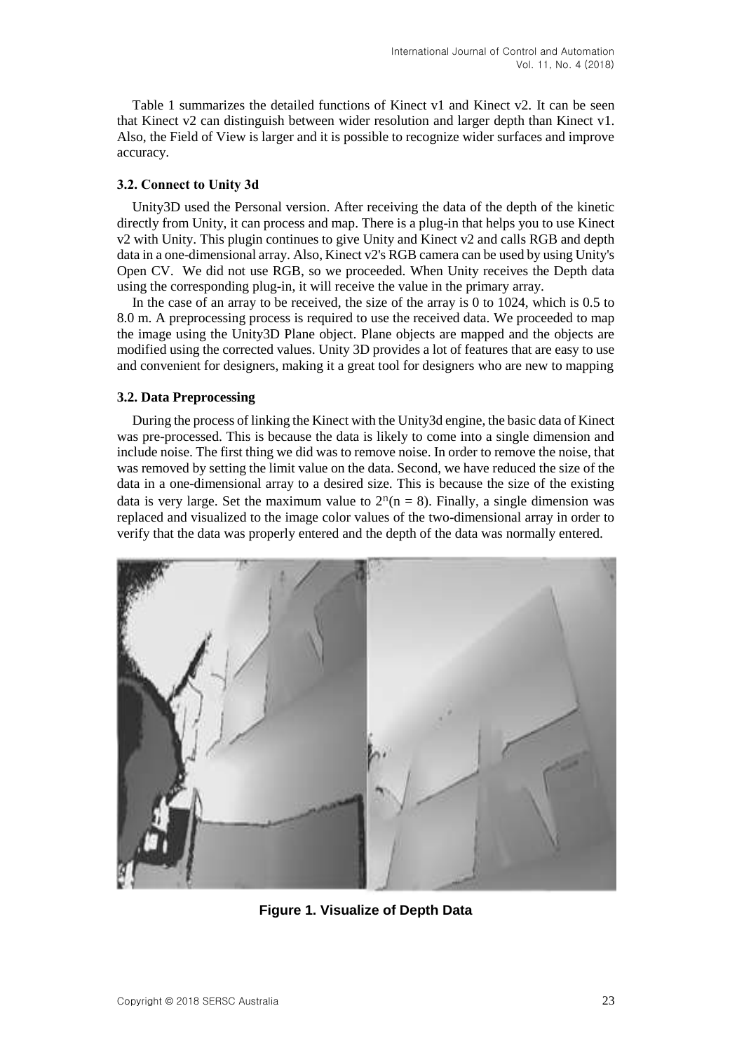Table 1 summarizes the detailed functions of Kinect v1 and Kinect v2. It can be seen that Kinect v2 can distinguish between wider resolution and larger depth than Kinect v1. Also, the Field of View is larger and it is possible to recognize wider surfaces and improve accuracy.

### 3.2. Connect to Unity 3d

Unity3D used the Personal version. After receiving the data of the depth of the kinetic directly from Unity, it can process and map. There is a plug-in that helps you to use Kinect v2 with Unity. This plugin continues to give Unity and Kinect v2 and calls RGB and depth data in a one-dimensional array. Also, Kinect v2's RGB camera can be used by using Unity's Open CV. We did not use RGB, so we proceeded. When Unity receives the Depth data using the corresponding plug-in, it will receive the value in the primary array.

In the case of an array to be received, the size of the array is 0 to 1024, which is 0.5 to 8.0 m. A preprocessing process is required to use the received data. We proceeded to map the image using the Unity3D Plane object. Plane objects are mapped and the objects are modified using the corrected values. Unity 3D provides a lot of features that are easy to use and convenient for designers, making it a great tool for designers who are new to mapping

### 3.2. Data Preprocessing

During the process of linking the Kinect with the Unity3d engine, the basic data of Kinect was pre-processed. This is because the data is likely to come into a single dimension and include noise. The first thing we did was to remove noise. In order to remove the noise, that was removed by setting the limit value on the data. Second, we have reduced the size of the data in a one-dimensional array to a desired size. This is because the size of the existing data is very large. Set the maximum value to $2^n(n = 8)$. Finally, a single dimension was replaced and visualized to the image color values of the two-dimensional array in order to verify that the data was properly entered and the depth of the data was normally entered.

**Figure 1. Visualize of Depth Data**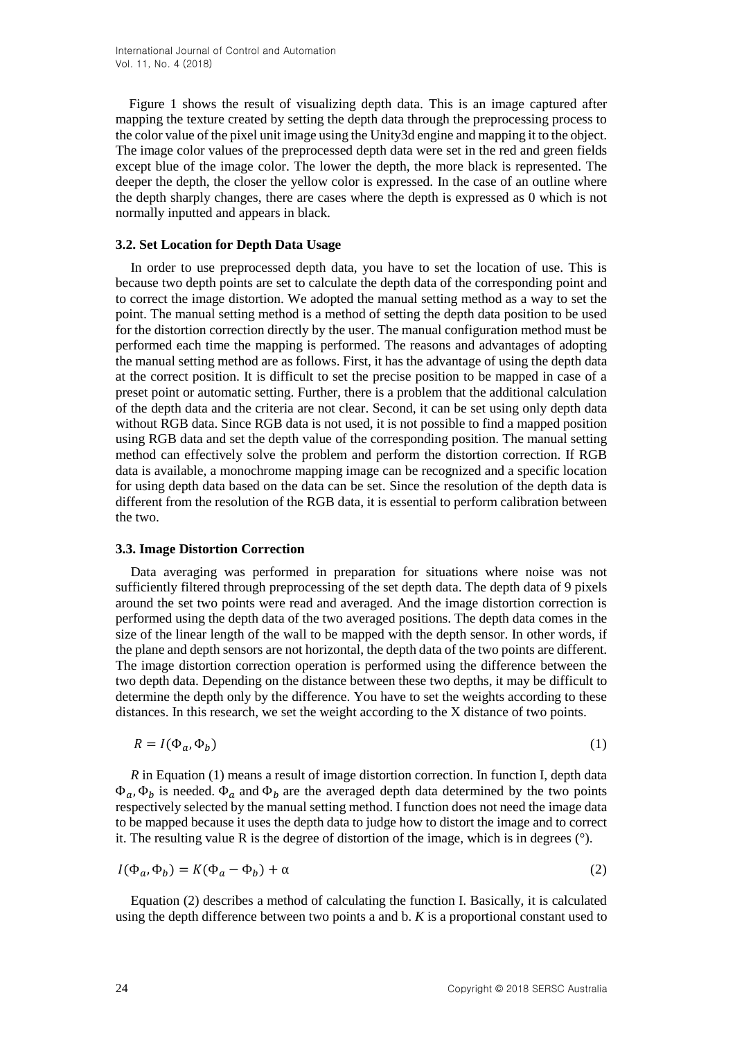Figure 1 shows the result of visualizing depth data. This is an image captured after mapping the texture created by setting the depth data through the preprocessing process to the color value of the pixel unit image using the Unity3d engine and mapping it to the object. The image color values of the preprocessed depth data were set in the red and green fields except blue of the image color. The lower the depth, the more black is represented. The deeper the depth, the closer the yellow color is expressed. In the case of an outline where the depth sharply changes, there are cases where the depth is expressed as 0 which is not normally inputted and appears in black.

### 3.2. Set Location for Depth Data Usage

In order to use preprocessed depth data, you have to set the location of use. This is because two depth points are set to calculate the depth data of the corresponding point and to correct the image distortion. We adopted the manual setting method as a way to set the point. The manual setting method is a method of setting the depth data position to be used for the distortion correction directly by the user. The manual configuration method must be performed each time the mapping is performed. The reasons and advantages of adopting the manual setting method are as follows. First, it has the advantage of using the depth data at the correct position. It is difficult to set the precise position to be mapped in case of a preset point or automatic setting. Further, there is a problem that the additional calculation of the depth data and the criteria are not clear. Second, it can be set using only depth data without RGB data. Since RGB data is not used, it is not possible to find a mapped position using RGB data and set the depth value of the corresponding position. The manual setting method can effectively solve the problem and perform the distortion correction. If RGB data is available, a monochrome mapping image can be recognized and a specific location for using depth data based on the data can be set. Since the resolution of the depth data is different from the resolution of the RGB data, it is essential to perform calibration between the two.

### 3.3. Image Distortion Correction

Data averaging was performed in preparation for situations where noise was not sufficiently filtered through preprocessing of the set depth data. The depth data of 9 pixels around the set two points were read and averaged. And the image distortion correction is performed using the depth data of the two averaged positions. The depth data comes in the size of the linear length of the wall to be mapped with the depth sensor. In other words, if the plane and depth sensors are not horizontal, the depth data of the two points are different. The image distortion correction operation is performed using the difference between the two depth data. Depending on the distance between these two depths, it may be difficult to determine the depth only by the difference. You have to set the weights according to these distances. In this research, we set the weight according to the X distance of two points.

$$R = I(\Phi_a, \Phi_b) \tag{1}$$

*R* in Equation (1) means a result of image distortion correction. In function I, depth data $\Phi_a, \Phi_b$ is needed. $\Phi_a$ and $\Phi_b$ are the averaged depth data determined by the two points respectively selected by the manual setting method. I function does not need the image data to be mapped because it uses the depth data to judge how to distort the image and to correct it. The resulting value R is the degree of distortion of the image, which is in degrees (°).

$$I(\Phi_a, \Phi_b) = K(\Phi_a - \Phi_b) + \alpha \tag{2}$$

Equation (2) describes a method of calculating the function I. Basically, it is calculated using the depth difference between two points a and b. *K* is a proportional constant used to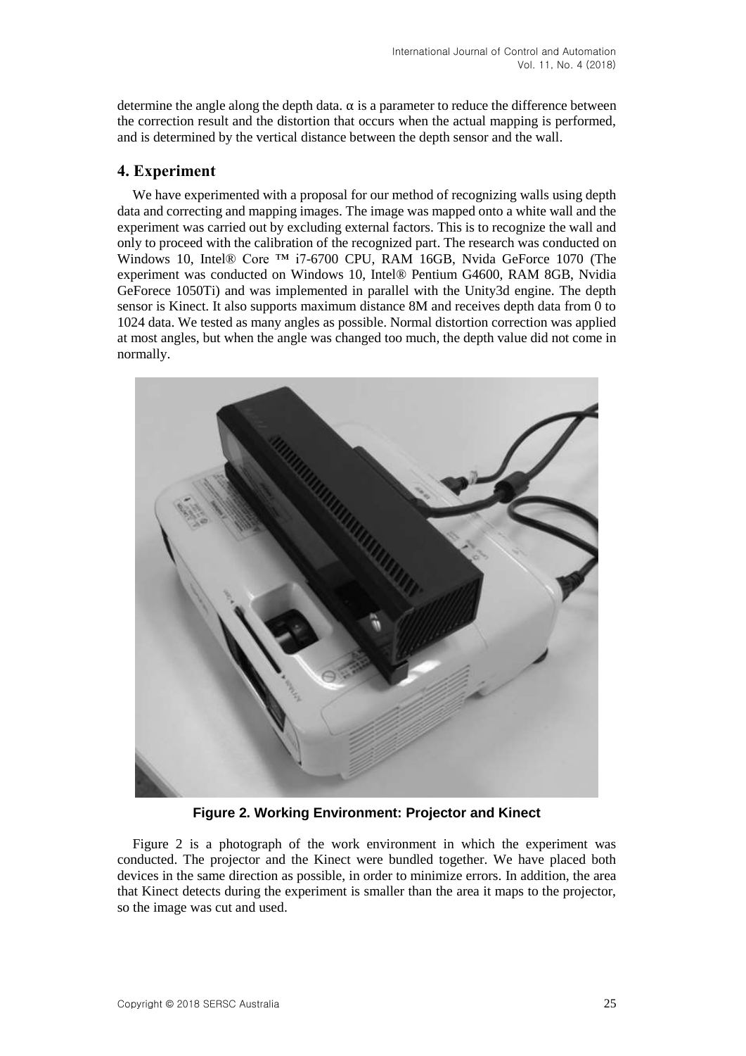determine the angle along the depth data. $\alpha$ is a parameter to reduce the difference between the correction result and the distortion that occurs when the actual mapping is performed, and is determined by the vertical distance between the depth sensor and the wall.

## 4. Experiment

We have experimented with a proposal for our method of recognizing walls using depth data and correcting and mapping images. The image was mapped onto a white wall and the experiment was carried out by excluding external factors. This is to recognize the wall and only to proceed with the calibration of the recognized part. The research was conducted on Windows 10, Intel® Core ™ i7-6700 CPU, RAM 16GB, Nvida GeForce 1070 (The experiment was conducted on Windows 10, Intel® Pentium G4600, RAM 8GB, Nvidia GeForece 1050Ti) and was implemented in parallel with the Unity3d engine. The depth sensor is Kinect. It also supports maximum distance 8M and receives depth data from 0 to 1024 data. We tested as many angles as possible. Normal distortion correction was applied at most angles, but when the angle was changed too much, the depth value did not come in normally.

**Figure 2. Working Environment: Projector and Kinect**

Figure 2 is a photograph of the work environment in which the experiment was conducted. The projector and the Kinect were bundled together. We have placed both devices in the same direction as possible, in order to minimize errors. In addition, the area that Kinect detects during the experiment is smaller than the area it maps to the projector, so the image was cut and used.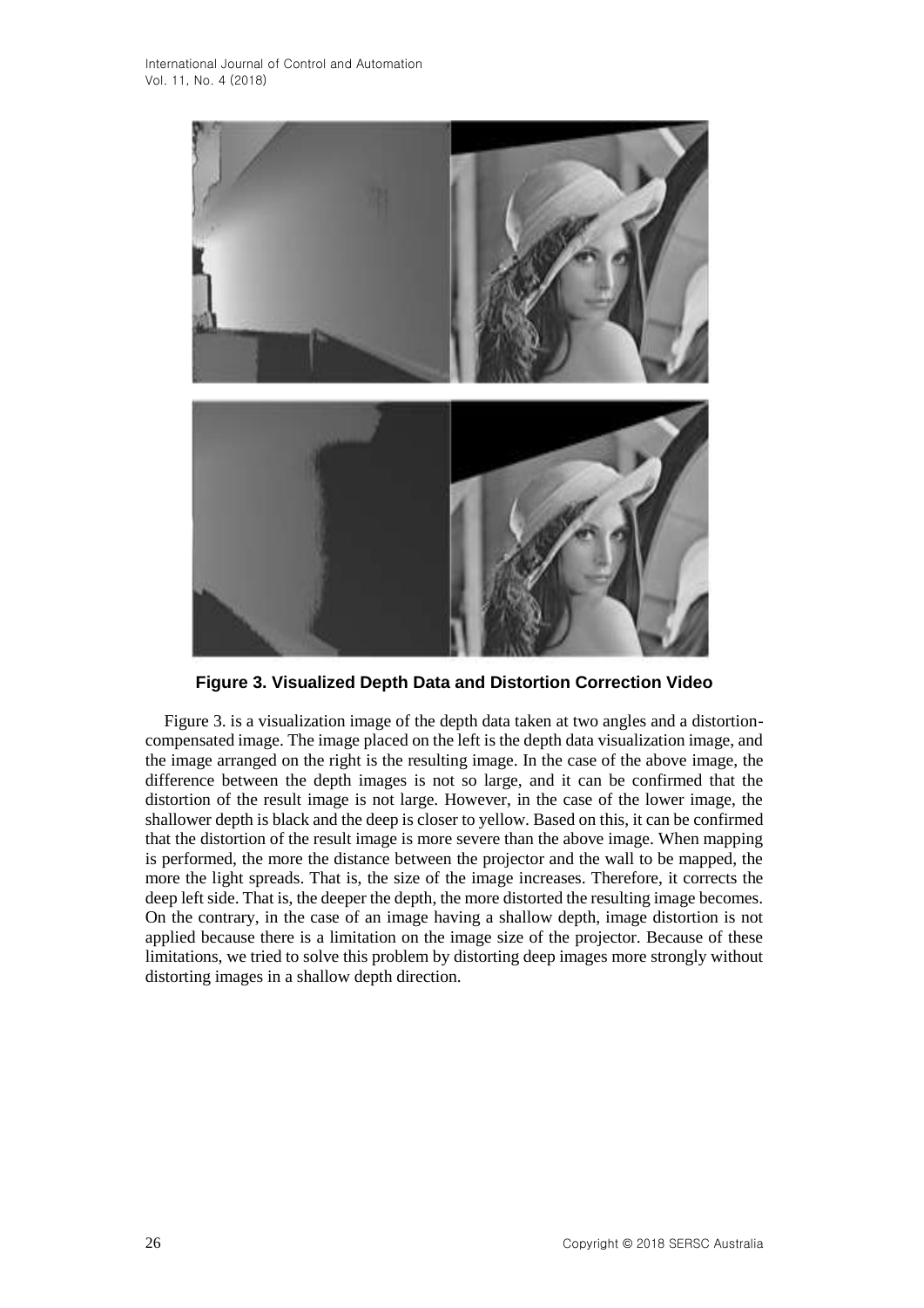**Figure 3. Visualized Depth Data and Distortion Correction Video**

Figure 3. is a visualization image of the depth data taken at two angles and a distortion-compensated image. The image placed on the left is the depth data visualization image, and the image arranged on the right is the resulting image. In the case of the above image, the difference between the depth images is not so large, and it can be confirmed that the distortion of the result image is not large. However, in the case of the lower image, the shallower depth is black and the deep is closer to yellow. Based on this, it can be confirmed that the distortion of the result image is more severe than the above image. When mapping is performed, the more the distance between the projector and the wall to be mapped, the more the light spreads. That is, the size of the image increases. Therefore, it corrects the deep left side. That is, the deeper the depth, the more distorted the resulting image becomes. On the contrary, in the case of an image having a shallow depth, image distortion is not applied because there is a limitation on the image size of the projector. Because of these limitations, we tried to solve this problem by distorting deep images more strongly without distorting images in a shallow depth direction.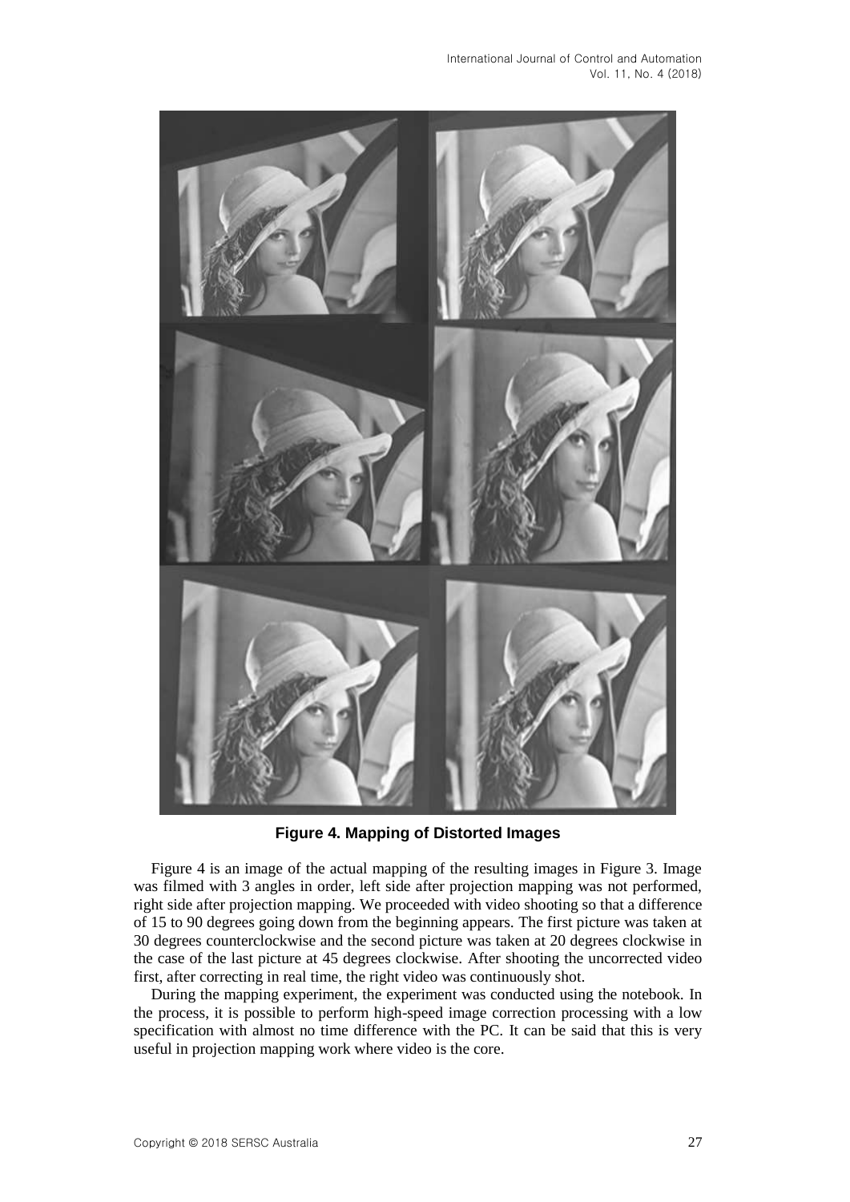**Figure 4. Mapping of Distorted Images**

Figure 4 is an image of the actual mapping of the resulting images in Figure 3. Image was filmed with 3 angles in order, left side after projection mapping was not performed, right side after projection mapping. We proceeded with video shooting so that a difference of 15 to 90 degrees going down from the beginning appears. The first picture was taken at 30 degrees counterclockwise and the second picture was taken at 20 degrees clockwise in the case of the last picture at 45 degrees clockwise. After shooting the uncorrected video first, after correcting in real time, the right video was continuously shot.

During the mapping experiment, the experiment was conducted using the notebook. In the process, it is possible to perform high-speed image correction processing with a low specification with almost no time difference with the PC. It can be said that this is very useful in projection mapping work where video is the core.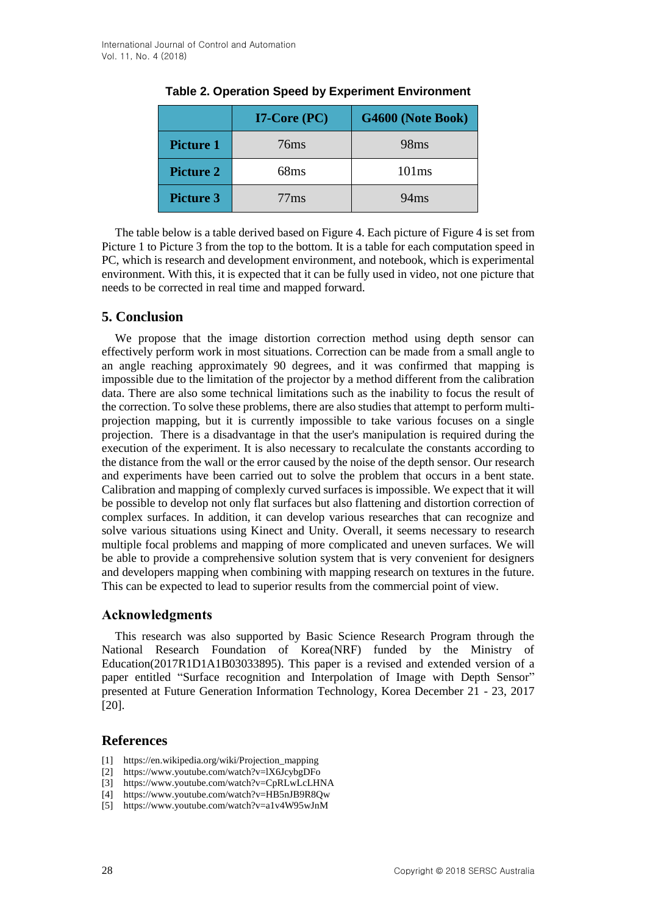**Table 2. Operation Speed by Experiment Environment**

| | I7-Core (PC) | G4600 (Note Book) |
|---|---|---|
| **Picture 1** | 76ms | 98ms |
| **Picture 2** | 68ms | 101ms |
| **Picture 3** | 77ms | 94ms |

The table below is a table derived based on Figure 4. Each picture of Figure 4 is set from Picture 1 to Picture 3 from the top to the bottom. It is a table for each computation speed in PC, which is research and development environment, and notebook, which is experimental environment. With this, it is expected that it can be fully used in video, not one picture that needs to be corrected in real time and mapped forward.

## 5. Conclusion

We propose that the image distortion correction method using depth sensor can effectively perform work in most situations. Correction can be made from a small angle to an angle reaching approximately 90 degrees, and it was confirmed that mapping is impossible due to the limitation of the projector by a method different from the calibration data. There are also some technical limitations such as the inability to focus the result of the correction. To solve these problems, there are also studies that attempt to perform multi-projection mapping, but it is currently impossible to take various focuses on a single projection. There is a disadvantage in that the user's manipulation is required during the execution of the experiment. It is also necessary to recalculate the constants according to the distance from the wall or the error caused by the noise of the depth sensor. Our research and experiments have been carried out to solve the problem that occurs in a bent state. Calibration and mapping of complexly curved surfaces is impossible. We expect that it will be possible to develop not only flat surfaces but also flattening and distortion correction of complex surfaces. In addition, it can develop various researches that can recognize and solve various situations using Kinect and Unity. Overall, it seems necessary to research multiple focal problems and mapping of more complicated and uneven surfaces. We will be able to provide a comprehensive solution system that is very convenient for designers and developers mapping when combining with mapping research on textures in the future. This can be expected to lead to superior results from the commercial point of view.

## Acknowledgments

This research was also supported by Basic Science Research Program through the National Research Foundation of Korea(NRF) funded by the Ministry of Education(2017R1D1A1B03033895). This paper is a revised and extended version of a paper entitled "Surface recognition and Interpolation of Image with Depth Sensor" presented at Future Generation Information Technology, Korea December 21 - 23, 2017 [20].

## References

[1] https://en.wikipedia.org/wiki/Projection_mapping
[2] https://www.youtube.com/watch?v=lX6JcybgDFo
[3] https://www.youtube.com/watch?v=CpRLwLcLHNA
[4] https://www.youtube.com/watch?v=HB5nJB9R8Qw
[5] https://www.youtube.com/watch?v=a1v4W95wJnM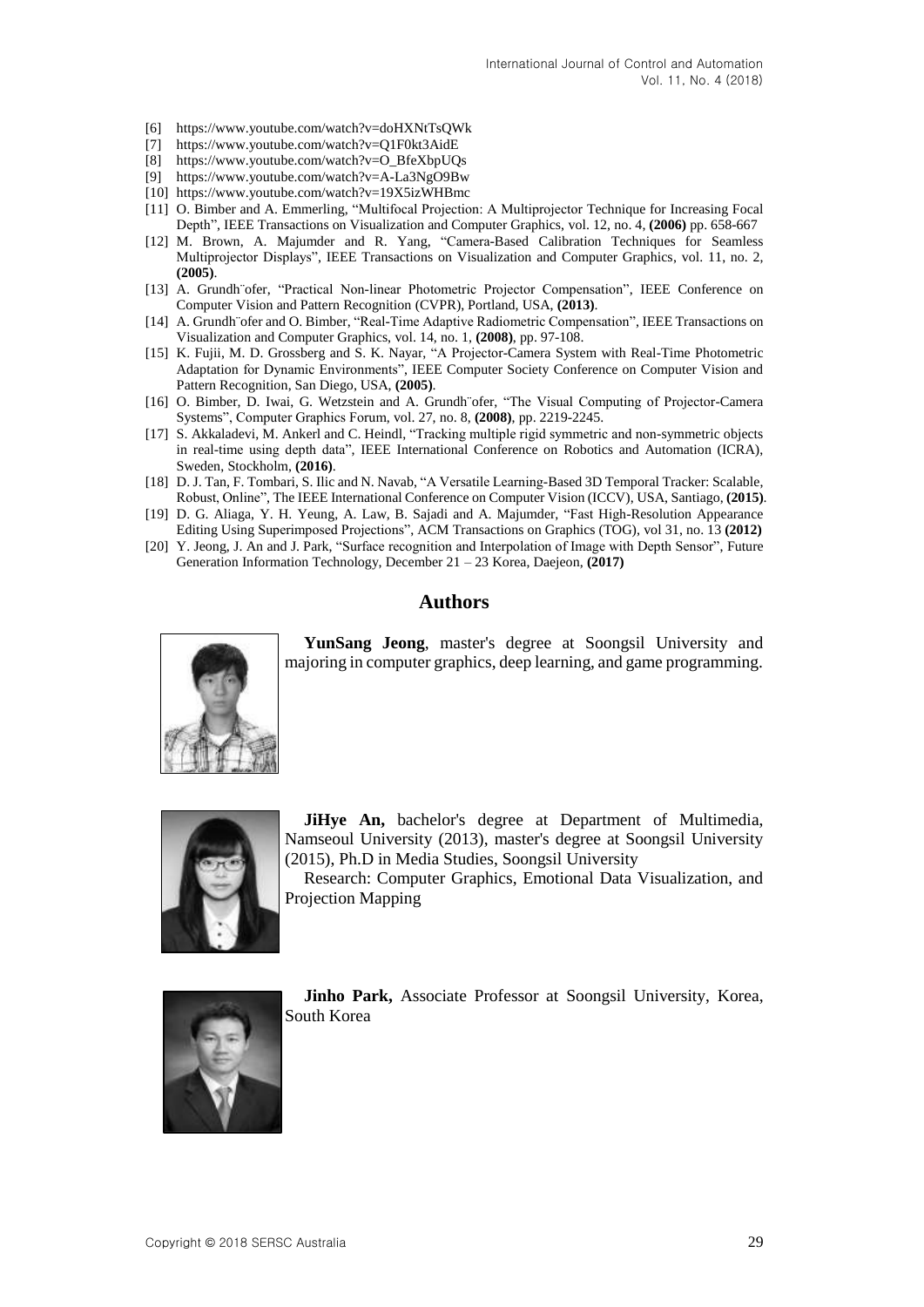[6] https://www.youtube.com/watch?v=doHXNtTsQWk

[7] https://www.youtube.com/watch?v=Q1F0kt3AidE

[8] https://www.youtube.com/watch?v=O_BfeXbpUQs

[9] https://www.youtube.com/watch?v=A-La3NgO9Bw

[10] https://www.youtube.com/watch?v=19X5izWHBmc

[11] O. Bimber and A. Emmerling, "Multifocal Projection: A Multiprojector Technique for Increasing Focal Depth", IEEE Transactions on Visualization and Computer Graphics, vol. 12, no. 4, **(2006)** pp. 658-667

[12] M. Brown, A. Majumder and R. Yang, "Camera-Based Calibration Techniques for Seamless Multiprojector Displays", IEEE Transactions on Visualization and Computer Graphics, vol. 11, no. 2, **(2005)**.

[13] A. Grundh¨ofer, "Practical Non-linear Photometric Projector Compensation", IEEE Conference on Computer Vision and Pattern Recognition (CVPR), Portland, USA, **(2013)**.

[14] A. Grundh¨ofer and O. Bimber, "Real-Time Adaptive Radiometric Compensation", IEEE Transactions on Visualization and Computer Graphics, vol. 14, no. 1, **(2008)**, pp. 97-108.

[15] K. Fujii, M. D. Grossberg and S. K. Nayar, "A Projector-Camera System with Real-Time Photometric Adaptation for Dynamic Environments", IEEE Computer Society Conference on Computer Vision and Pattern Recognition, San Diego, USA, **(2005)**.

[16] O. Bimber, D. Iwai, G. Wetzstein and A. Grundh¨ofer, "The Visual Computing of Projector-Camera Systems", Computer Graphics Forum, vol. 27, no. 8, **(2008)**, pp. 2219-2245.

[17] S. Akkaladevi, M. Ankerl and C. Heindl, "Tracking multiple rigid symmetric and non-symmetric objects in real-time using depth data", IEEE International Conference on Robotics and Automation (ICRA), Sweden, Stockholm, **(2016)**.

[18] D. J. Tan, F. Tombari, S. Ilic and N. Navab, "A Versatile Learning-Based 3D Temporal Tracker: Scalable, Robust, Online", The IEEE International Conference on Computer Vision (ICCV), USA, Santiago, **(2015)**.

[19] D. G. Aliaga, Y. H. Yeung, A. Law, B. Sajadi and A. Majumder, "Fast High-Resolution Appearance Editing Using Superimposed Projections", ACM Transactions on Graphics (TOG), vol 31, no. 13 **(2012)**

[20] Y. Jeong, J. An and J. Park, "Surface recognition and Interpolation of Image with Depth Sensor", Future Generation Information Technology, December 21 – 23 Korea, Daejeon, **(2017)**

## Authors

**YunSang Jeong**, master's degree at Soongsil University and majoring in computer graphics, deep learning, and game programming.

**JiHye An,** bachelor's degree at Department of Multimedia, Namseoul University (2013), master's degree at Soongsil University (2015), Ph.D in Media Studies, Soongsil University

Research: Computer Graphics, Emotional Data Visualization, and Projection Mapping

**Jinho Park,** Associate Professor at Soongsil University, Korea, South Korea